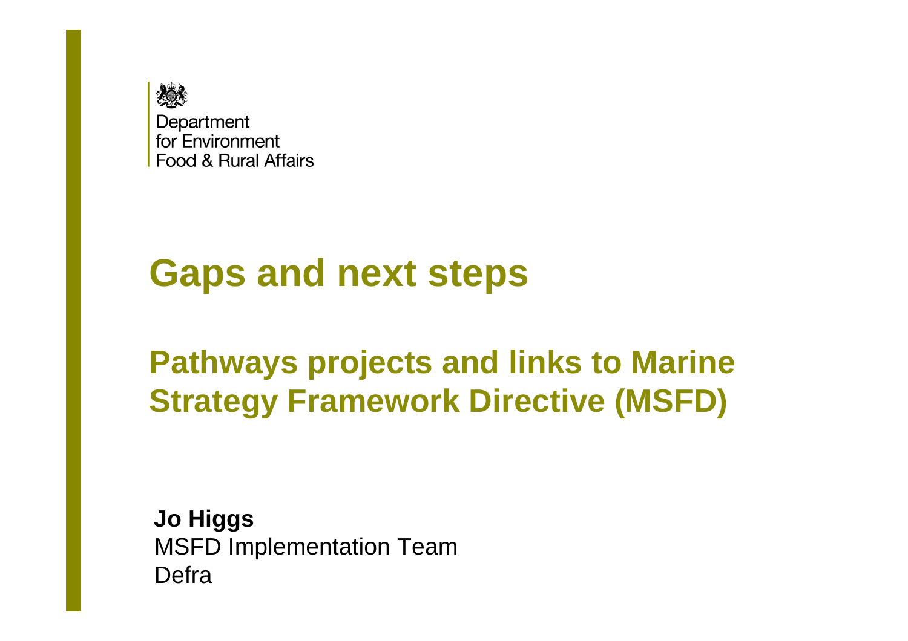Department
for Environment
Food & Rural Affairs

# Gaps and next steps

## Pathways projects and links to Marine Strategy Framework Directive (MSFD)

**Jo Higgs**
MSFD Implementation Team
Defra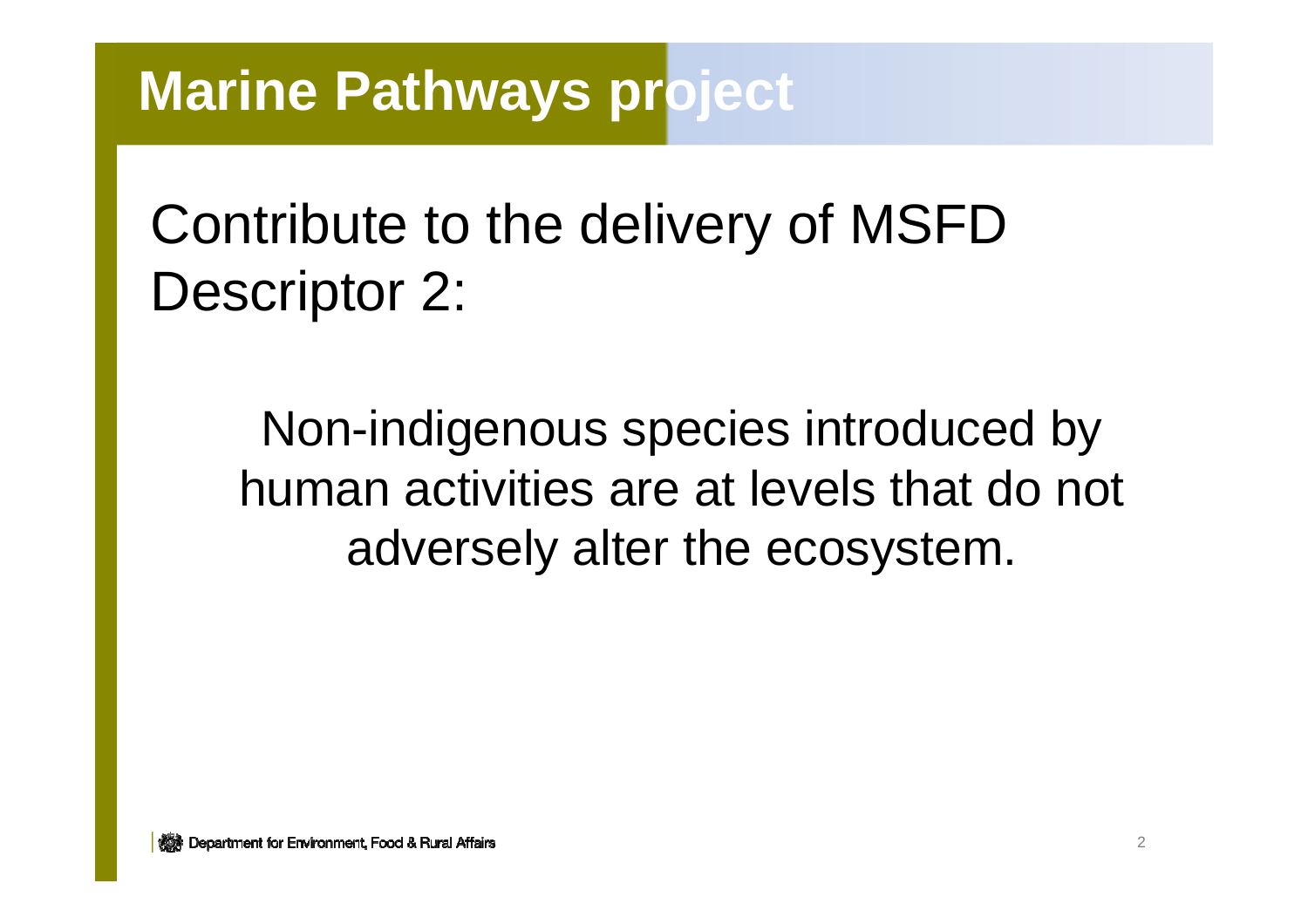# Marine Pathways project

Contribute to the delivery of MSFD Descriptor 2:

Non-indigenous species introduced by human activities are at levels that do not adversely alter the ecosystem.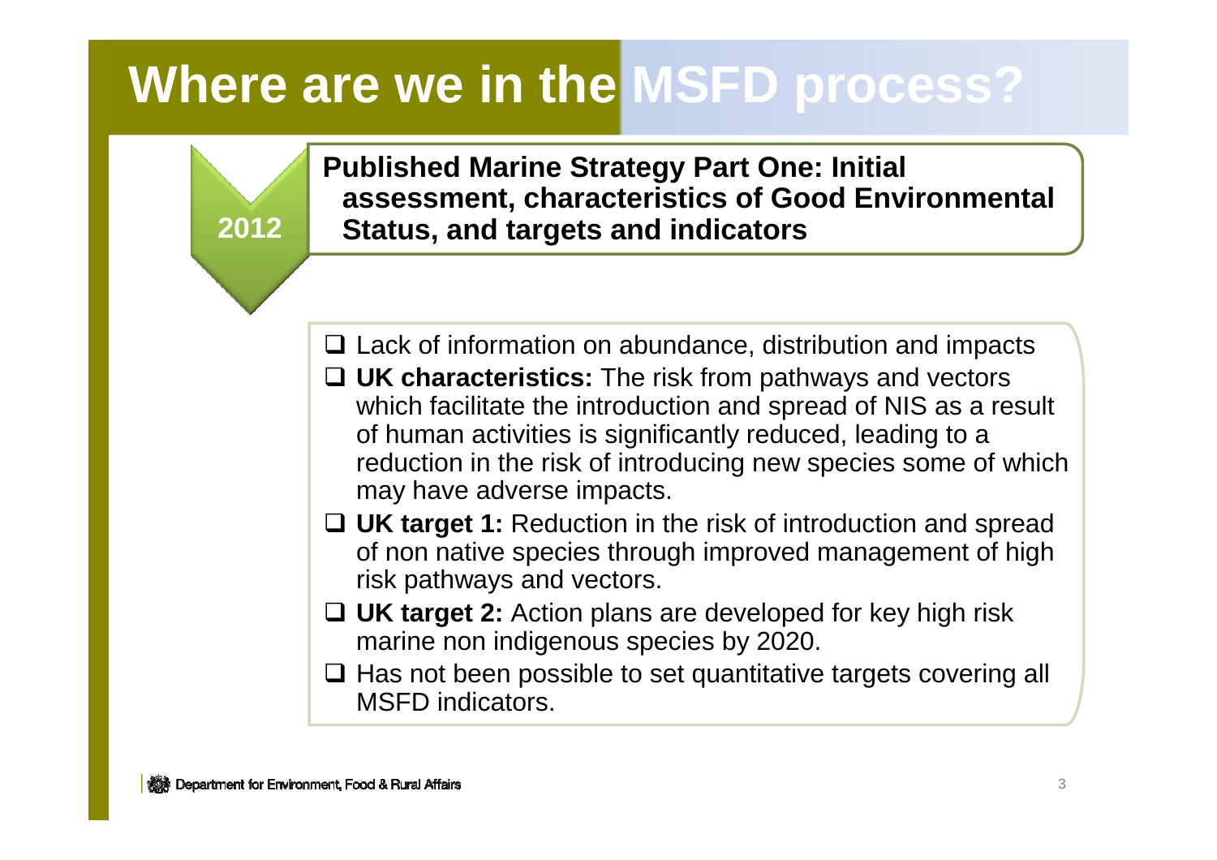# Where are we in the MSFD process?

**2012**

**Published Marine Strategy Part One: Initial assessment, characteristics of Good Environmental Status, and targets and indicators**

- Lack of information on abundance, distribution and impacts
- **UK characteristics:** The risk from pathways and vectors which facilitate the introduction and spread of NIS as a result of human activities is significantly reduced, leading to a reduction in the risk of introducing new species some of which may have adverse impacts.
- **UK target 1:** Reduction in the risk of introduction and spread of non native species through improved management of high risk pathways and vectors.
- **UK target 2:** Action plans are developed for key high risk marine non indigenous species by 2020.
- Has not been possible to set quantitative targets covering all MSFD indicators.

Department for Environment, Food & Rural Affairs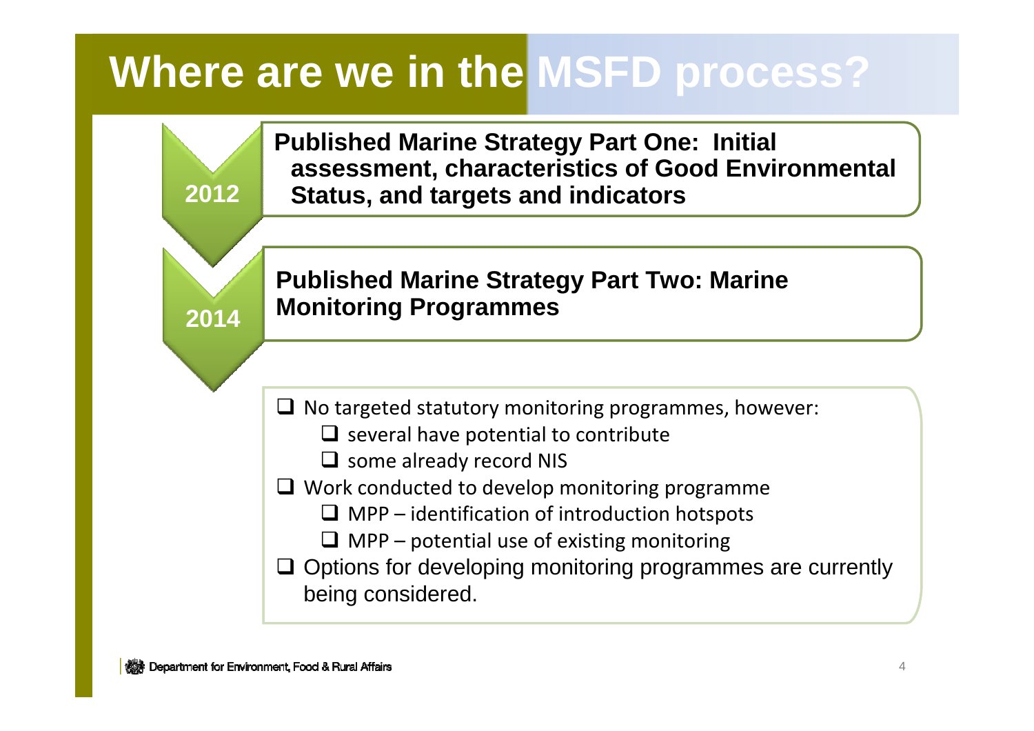# Where are we in the MSFD process?

**2012** — **Published Marine Strategy Part One: Initial assessment, characteristics of Good Environmental Status, and targets and indicators**

**2014** — **Published Marine Strategy Part Two: Marine Monitoring Programmes**

- No targeted statutory monitoring programmes, however:
  - several have potential to contribute
  - some already record NIS
- Work conducted to develop monitoring programme
  - MPP – identification of introduction hotspots
  - MPP – potential use of existing monitoring
- Options for developing monitoring programmes are currently being considered.

Department for Environment, Food & Rural Affairs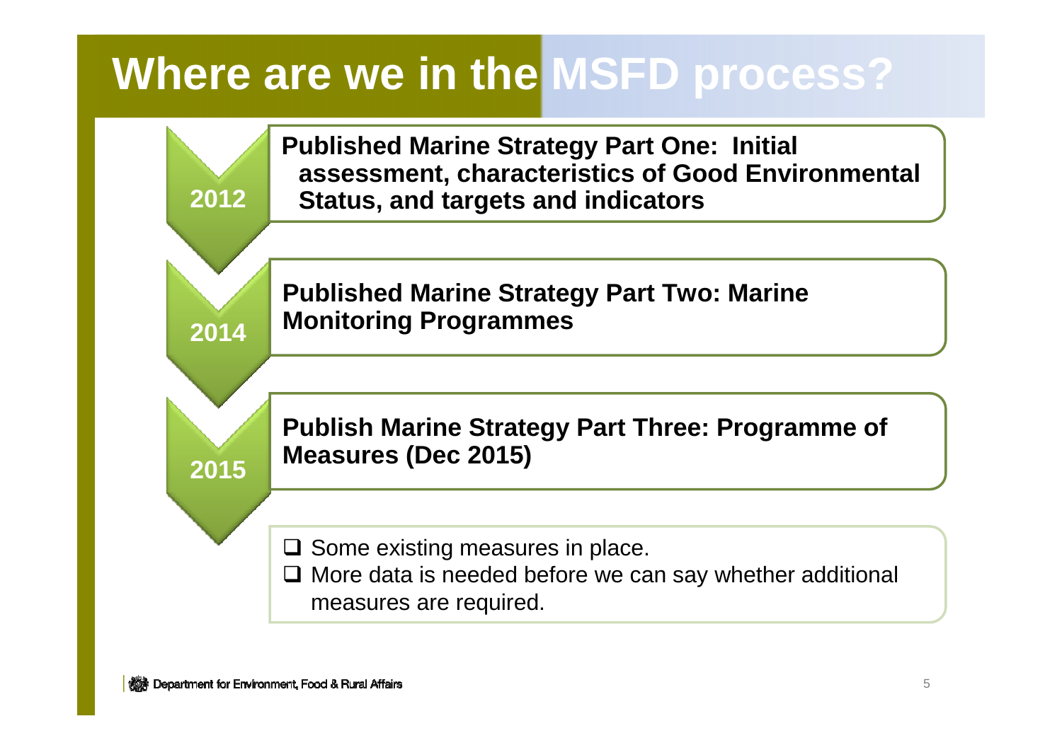# Where are we in the MSFD process?

**2012**

**Published Marine Strategy Part One: Initial assessment, characteristics of Good Environmental Status, and targets and indicators**

**2014**

**Published Marine Strategy Part Two: Marine Monitoring Programmes**

**2015**

**Publish Marine Strategy Part Three: Programme of Measures (Dec 2015)**

- ❑ Some existing measures in place.
- ❑ More data is needed before we can say whether additional measures are required.

Department for Environment, Food & Rural Affairs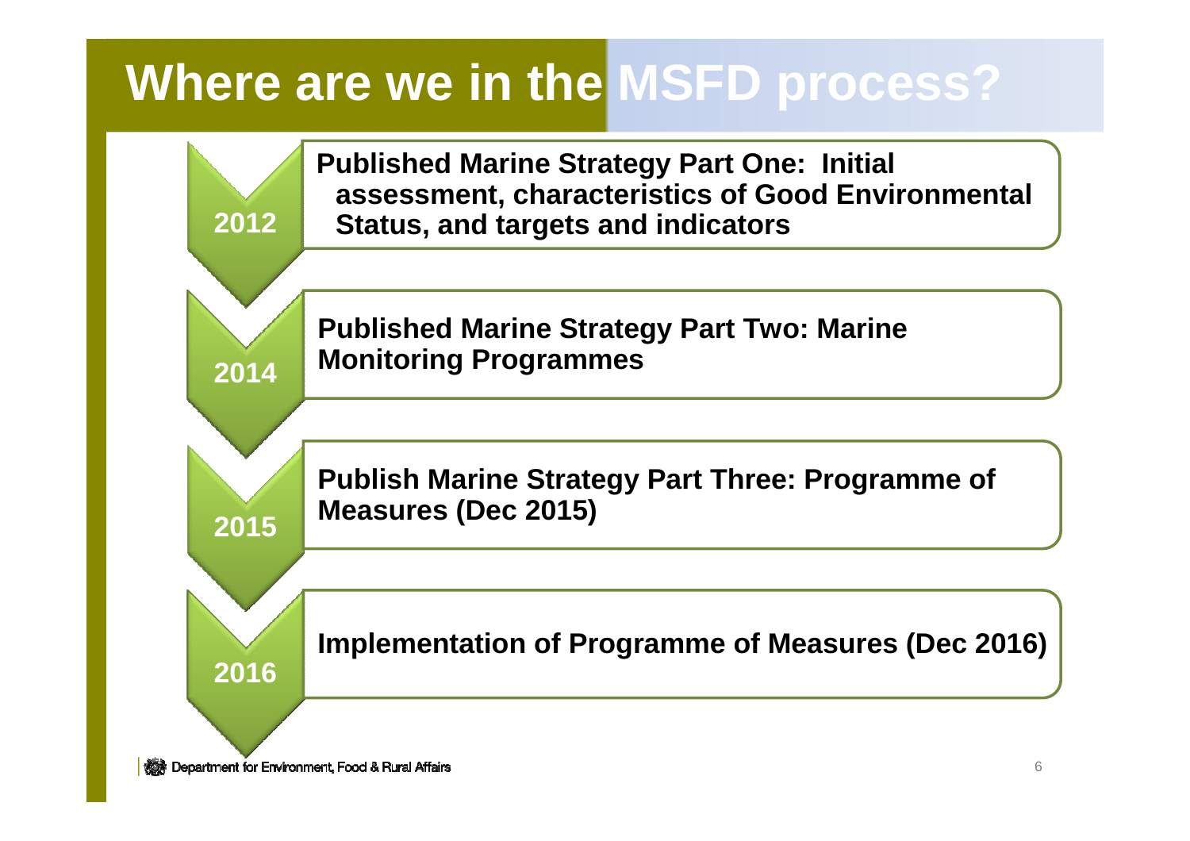# Where are we in the MSFD process?

**2012** — **Published Marine Strategy Part One: Initial assessment, characteristics of Good Environmental Status, and targets and indicators**

**2014** — **Published Marine Strategy Part Two: Marine Monitoring Programmes**

**2015** — **Publish Marine Strategy Part Three: Programme of Measures (Dec 2015)**

**2016** — **Implementation of Programme of Measures (Dec 2016)**

Department for Environment, Food & Rural Affairs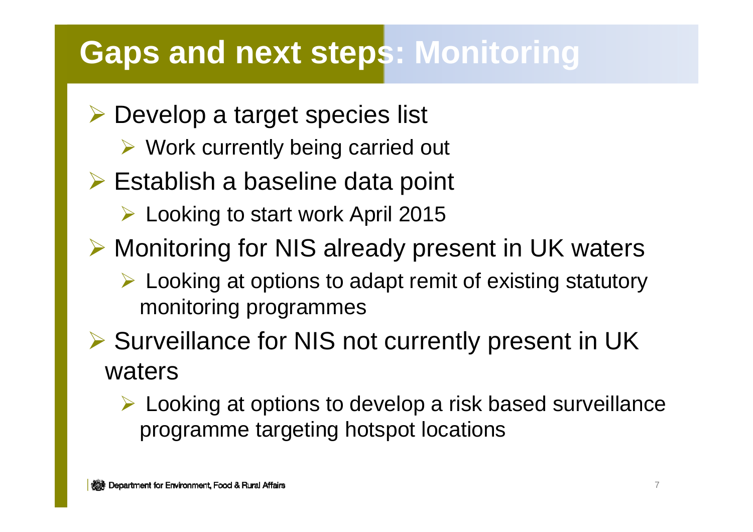# Gaps and next steps: Monitoring

- Develop a target species list
  - Work currently being carried out
- Establish a baseline data point
  - Looking to start work April 2015
- Monitoring for NIS already present in UK waters
  - Looking at options to adapt remit of existing statutory monitoring programmes
- Surveillance for NIS not currently present in UK waters
  - Looking at options to develop a risk based surveillance programme targeting hotspot locations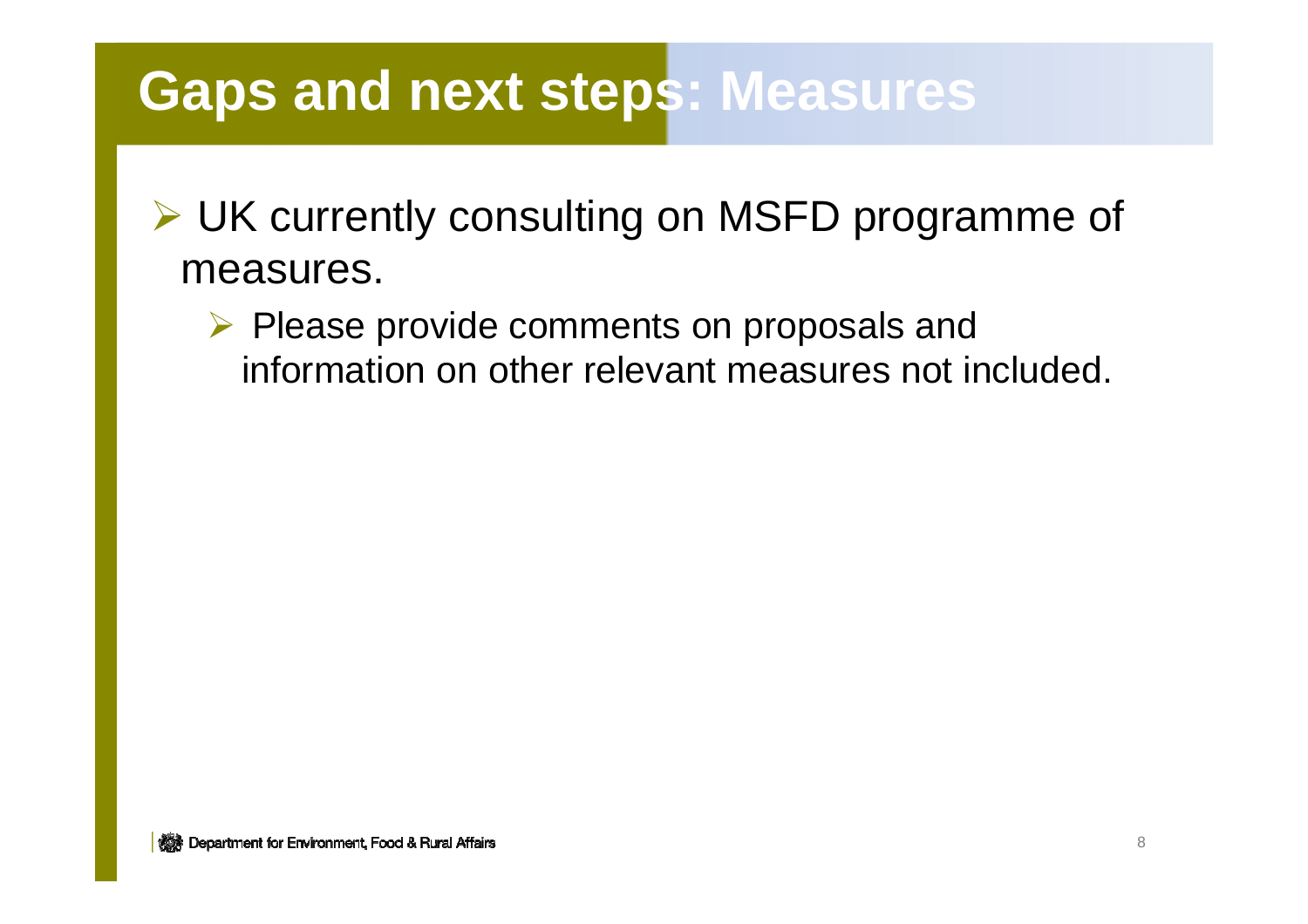# Gaps and next steps: Measures

- UK currently consulting on MSFD programme of measures.
  - Please provide comments on proposals and information on other relevant measures not included.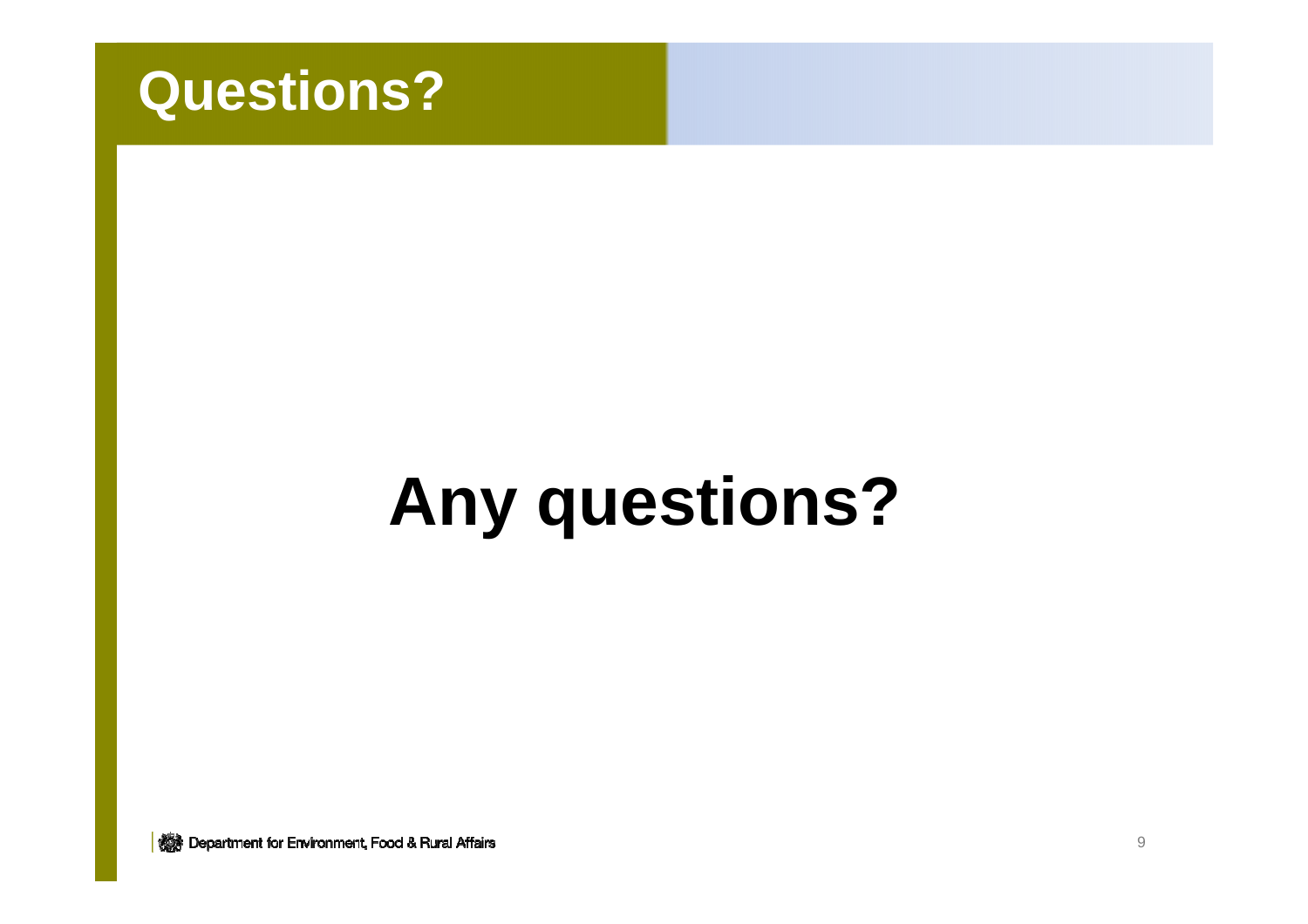# Questions?

**Any questions?**